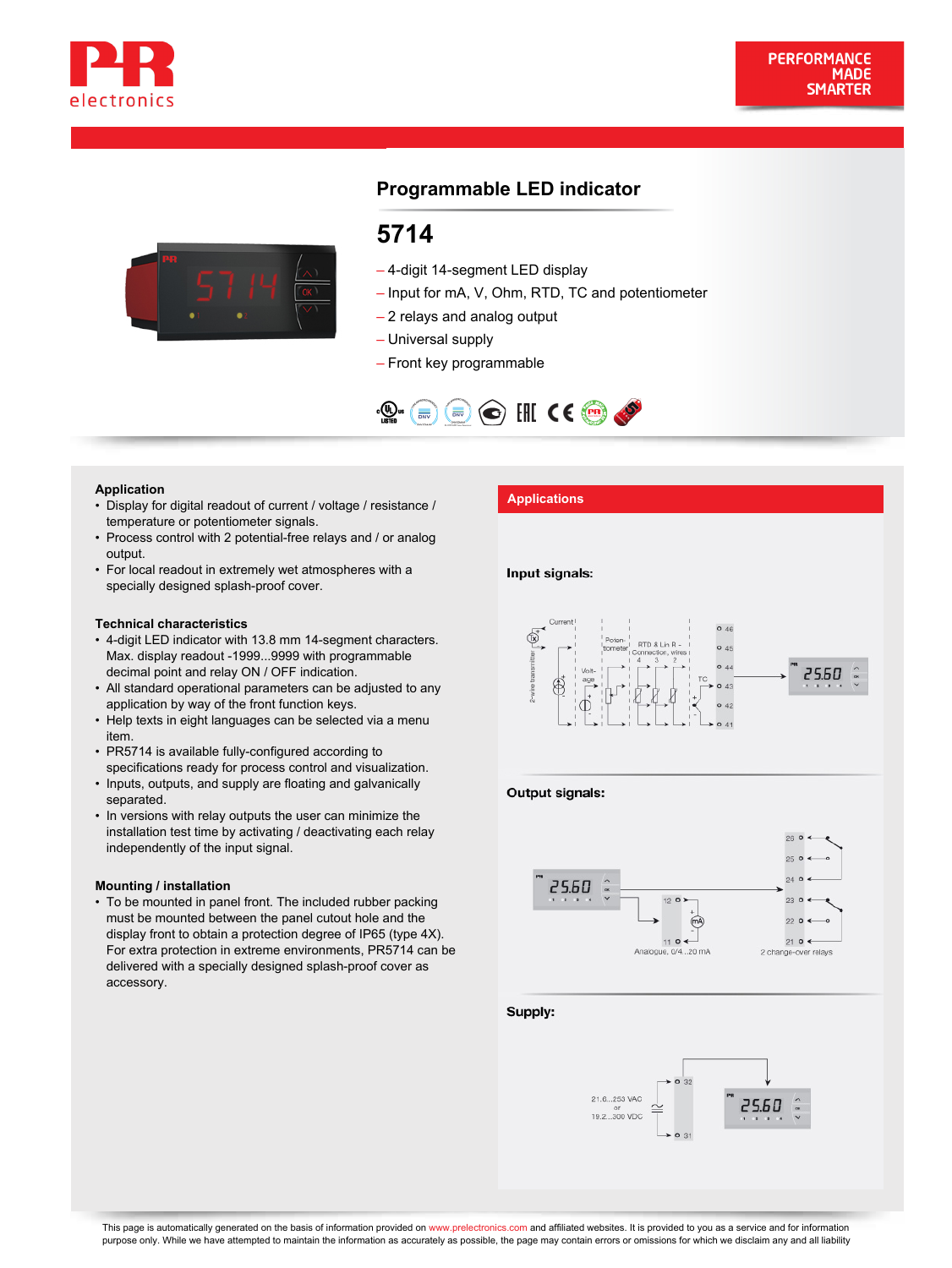# Programmable LED indicator

## 5714

- 4-digit 14-segment LED display
- Input for mA, V, Ohm, RTD, TC and potentiometer
- 2 relays and analog output
- Universal supply
- Front key programmable

### Application

- Display for digital readout of current / voltage / resistance / temperature or potentiometer signals.
- Process control with 2 potential-free relays and / or analog output.
- For local readout in extremely wet atmospheres with a specially designed splash-proof cover.

### Technical characteristics

- 4-digit LED indicator with 13.8 mm 14-segment characters. Max. display readout -1999...9999 with programmable decimal point and relay ON / OFF indication.
- All standard operational parameters can be adjusted to any application by way of the front function keys.
- Help texts in eight languages can be selected via a menu item.
- PR5714 is available fully-configured according to specifications ready for process control and visualization.
- Inputs, outputs, and supply are floating and galvanically separated.
- In versions with relay outputs the user can minimize the installation test time by activating / deactivating each relay independently of the input signal.

### Mounting / installation

- To be mounted in panel front. The included rubber packing must be mounted between the panel cutout hole and the display front to obtain a protection degree of IP65 (type 4X). For extra protection in extreme environments, PR5714 can be delivered with a specially designed splash-proof cover as accessory.

### Applications

**Input signals:**

**Output signals:**

**Supply:**

This page is automatically generated on the basis of information provided on www.prelectronics.com and affiliated websites. It is provided to you as a service and for information purpose only. While we have attempted to maintain the information as accurately as possible, the page may contain errors or omissions for which we disclaim any and all liability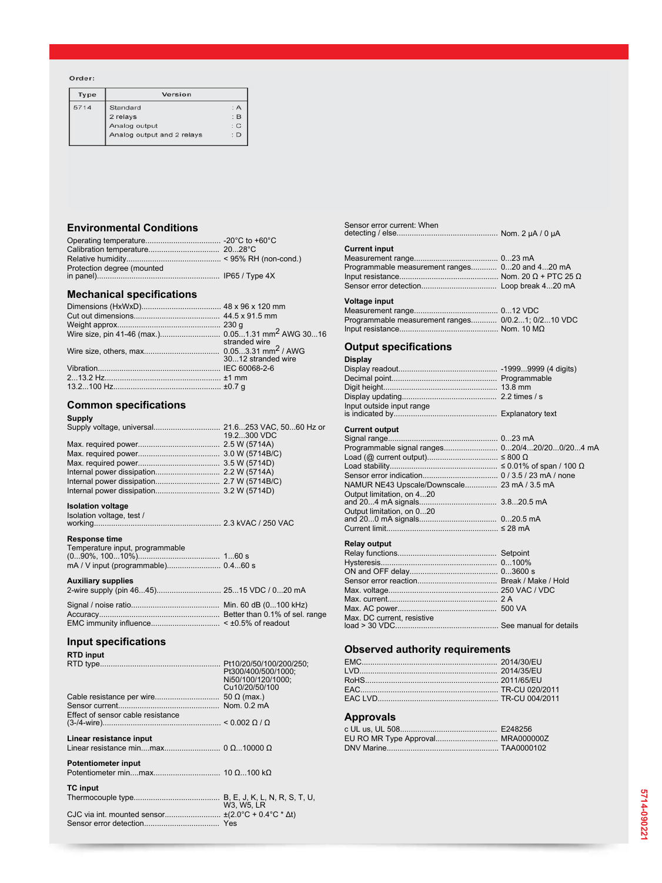Order:

| Type | Version | |
|---|---|---|
| 5714 | Standard | : A |
| | 2 relays | : B |
| | Analog output | : C |
| | Analog output and 2 relays | : D |

## Environmental Conditions

Operating temperature.................................. -20°C to +60°C
Calibration temperature................................ 20...28°C
Relative humidity........................................... < 95% RH (non-cond.)
Protection degree (mounted in panel)........................................................ IP65 / Type 4X

## Mechanical specifications

Dimensions (HxWxD).................................... 48 x 96 x 120 mm
Cut out dimensions....................................... 44.5 x 91.5 mm
Weight approx............................................... 230 g
Wire size, pin 41-46 (max.)........................... 0.05...1.31 mm$^2$ AWG 30...16 stranded wire
Wire size, others, max.................................. 0.05...3.31 mm$^2$ / AWG 30...12 stranded wire
Vibration........................................................ IEC 60068-2-6
2...13.2 Hz..................................................... ±1 mm
13.2...100 Hz................................................. ±0.7 g

## Common specifications

### Supply

Supply voltage, universal.............................. 21.6...253 VAC, 50...60 Hz or 19.2...300 VDC
Max. required power..................................... 2.5 W (5714A)
Max. required power..................................... 3.0 W (5714B/C)
Max. required power..................................... 3.5 W (5714D)
Internal power dissipation............................. 2.2 W (5714A)
Internal power dissipation............................. 2.7 W (5714B/C)
Internal power dissipation............................. 3.2 W (5714D)

### Isolation voltage

Isolation voltage, test / working.......................................................... 2.3 kVAC / 250 VAC

### Response time

Temperature input, programmable (0...90%, 100...10%)..................................... 1...60 s
mA / V input (programmable)........................ 0.4...60 s

### Auxiliary supplies

2-wire supply (pin 46...45)............................. 25...15 VDC / 0...20 mA

Signal / noise ratio......................................... Min. 60 dB (0...100 kHz)
Accuracy........................................................ Better than 0.1% of sel. range
EMC immunity influence............................... < ±0.5% of readout

## Input specifications

### RTD input

RTD type........................................................ Pt10/20/50/100/200/250; Pt300/400/500/1000; Ni50/100/120/1000; Cu10/20/50/100
Cable resistance per wire............................. 50 Ω (max.)
Sensor current............................................... Nom. 0.2 mA
Effect of sensor cable resistance (3-/4-wire)..................................................... < 0.002 Ω / Ω

### Linear resistance input

Linear resistance min....max......................... 0 Ω...10000 Ω

### Potentiometer input

Potentiometer min....max.............................. 10 Ω...100 kΩ

### TC input

Thermocouple type........................................ B, E, J, K, L, N, R, S, T, U, W3, W5, LR
CJC via int. mounted sensor.......................... ±(2.0°C + 0.4°C * Δt)
Sensor error detection................................... Yes

Sensor error current: When detecting / else............................................... Nom. 2 μA / 0 μA

### Current input

Measurement range...................................... 0...23 mA
Programmable measurement ranges............ 0...20 and 4...20 mA
Input resistance............................................. Nom. 20 Ω + PTC 25 Ω
Sensor error detection................................... Loop break 4...20 mA

### Voltage input

Measurement range...................................... 0...12 VDC
Programmable measurement ranges............ 0/0.2...1; 0/2...10 VDC
Input resistance............................................. Nom. 10 MΩ

## Output specifications

### Display

Display readout............................................. -1999...9999 (4 digits)
Decimal point................................................. Programmable
Digit height.................................................... 13.8 mm
Display updating........................................... 2.2 times / s
Input outside input range is indicated by................................................ Explanatory text

### Current output

Signal range.................................................. 0...23 mA
Programmable signal ranges......................... 0...20/4...20/20...0/20...4 mA
Load (@ current output)................................ ≤ 800 Ω
Load stability................................................. ≤ 0.01% of span / 100 Ω
Sensor error indication.................................. 0 / 3.5 / 23 mA / none
NAMUR NE43 Upscale/Downscale.............. 23 mA / 3.5 mA
Output limitation, on 4...20 and 20...4 mA signals.................................... 3.8...20.5 mA
Output limitation, on 0...20 and 20...0 mA signals.................................... 0...20.5 mA
Current limit................................................... ≤ 28 mA

### Relay output

Relay functions............................................. Setpoint
Hysteresis..................................................... 0...100%
ON and OFF delay........................................ 0...3600 s
Sensor error reaction.................................... Break / Make / Hold
Max. voltage.................................................. 250 VAC / VDC
Max. current.................................................. 2 A
Max. AC power.............................................. 500 VA
Max. DC current, resistive load > 30 VDC............................................... See manual for details

## Observed authority requirements

EMC.............................................................. 2014/30/EU
LVD............................................................... 2014/35/EU
RoHS............................................................. 2011/65/EU
EAC.............................................................. TR-CU 020/2011
EAC LVD....................................................... TR-CU 004/2011

## Approvals

c UL us, UL 508............................................ E248256
EU RO MR Type Approval............................ MRA000000Z
DNV Marine................................................... TAA0000102

5714-090221